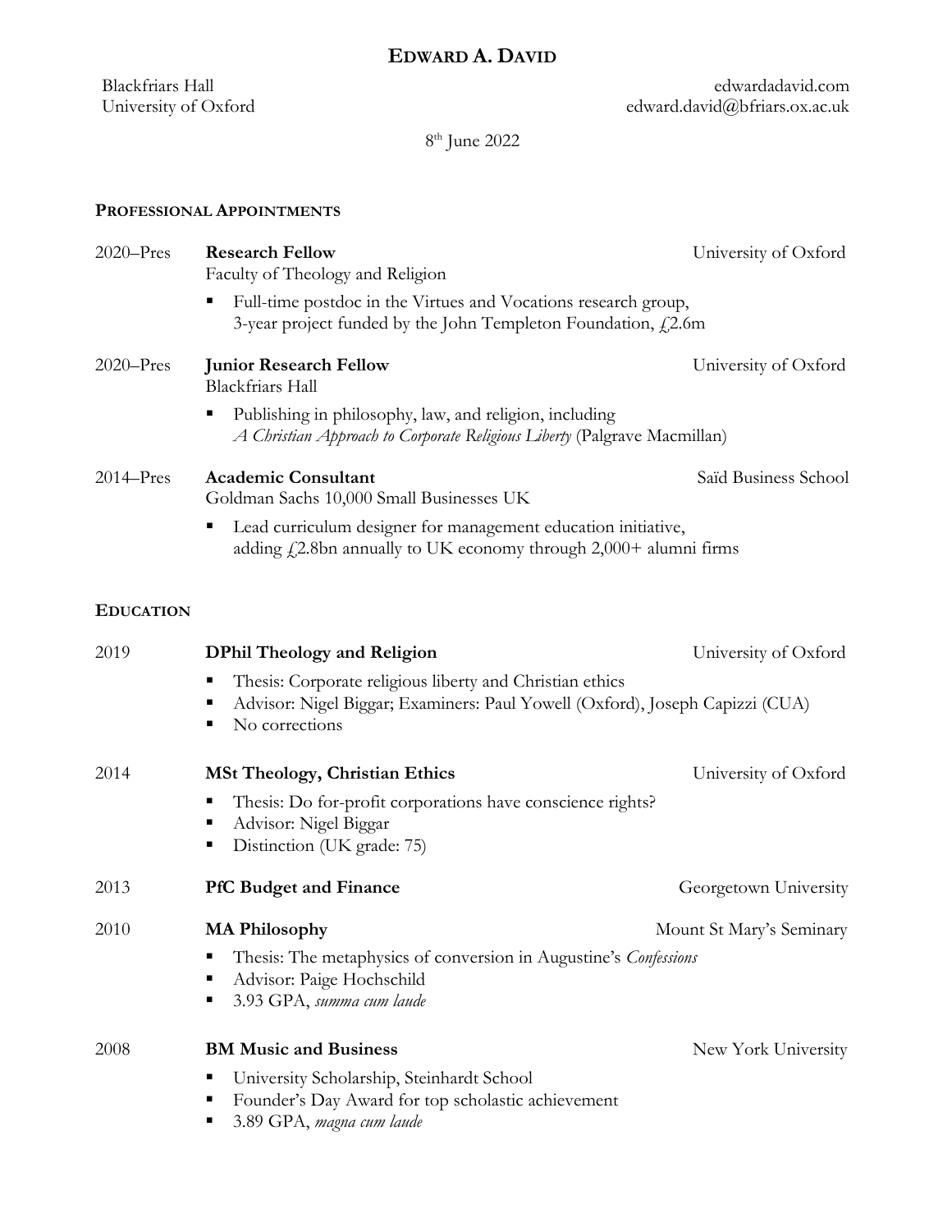# EDWARD A. DAVID

Blackfriars Hall
University of Oxford

edwardadavid.com
edward.david@bfriars.ox.ac.uk

8th June 2022

## PROFESSIONAL APPOINTMENTS

2020–Pres **Research Fellow** — University of Oxford
Faculty of Theology and Religion

- Full-time postdoc in the Virtues and Vocations research group, 3-year project funded by the John Templeton Foundation, £2.6m

2020–Pres **Junior Research Fellow** — University of Oxford
Blackfriars Hall

- Publishing in philosophy, law, and religion, including *A Christian Approach to Corporate Religious Liberty* (Palgrave Macmillan)

2014–Pres **Academic Consultant** — Saïd Business School
Goldman Sachs 10,000 Small Businesses UK

- Lead curriculum designer for management education initiative, adding £2.8bn annually to UK economy through 2,000+ alumni firms

## EDUCATION

2019 **DPhil Theology and Religion** — University of Oxford

- Thesis: Corporate religious liberty and Christian ethics
- Advisor: Nigel Biggar; Examiners: Paul Yowell (Oxford), Joseph Capizzi (CUA)
- No corrections

2014 **MSt Theology, Christian Ethics** — University of Oxford

- Thesis: Do for-profit corporations have conscience rights?
- Advisor: Nigel Biggar
- Distinction (UK grade: 75)

2013 **PfC Budget and Finance** — Georgetown University

2010 **MA Philosophy** — Mount St Mary's Seminary

- Thesis: The metaphysics of conversion in Augustine's *Confessions*
- Advisor: Paige Hochschild
- 3.93 GPA, *summa cum laude*

2008 **BM Music and Business** — New York University

- University Scholarship, Steinhardt School
- Founder's Day Award for top scholastic achievement
- 3.89 GPA, *magna cum laude*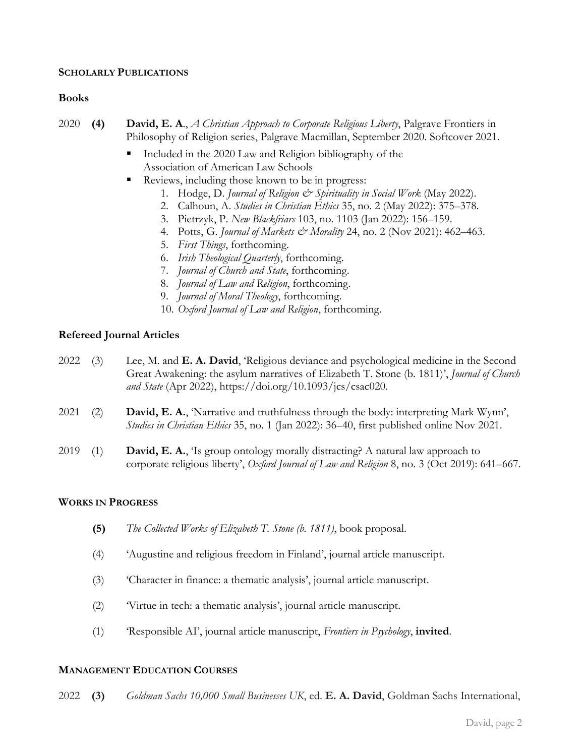## SCHOLARLY PUBLICATIONS

### Books

2020 **(4)** **David, E. A.**, *A Christian Approach to Corporate Religious Liberty*, Palgrave Frontiers in Philosophy of Religion series, Palgrave Macmillan, September 2020. Softcover 2021.

- Included in the 2020 Law and Religion bibliography of the Association of American Law Schools
- Reviews, including those known to be in progress:
  1. Hodge, D. *Journal of Religion & Spirituality in Social Work* (May 2022).
  2. Calhoun, A. *Studies in Christian Ethics* 35, no. 2 (May 2022): 375–378.
  3. Pietrzyk, P. *New Blackfriars* 103, no. 1103 (Jan 2022): 156–159.
  4. Potts, G. *Journal of Markets & Morality* 24, no. 2 (Nov 2021): 462–463.
  5. *First Things*, forthcoming.
  6. *Irish Theological Quarterly*, forthcoming.
  7. *Journal of Church and State*, forthcoming.
  8. *Journal of Law and Religion*, forthcoming.
  9. *Journal of Moral Theology*, forthcoming.
  10. *Oxford Journal of Law and Religion*, forthcoming.

### Refereed Journal Articles

2022 (3) Lee, M. and **E. A. David**, 'Religious deviance and psychological medicine in the Second Great Awakening: the asylum narratives of Elizabeth T. Stone (b. 1811)', *Journal of Church and State* (Apr 2022), https://doi.org/10.1093/jcs/csac020.

2021 (2) **David, E. A.**, 'Narrative and truthfulness through the body: interpreting Mark Wynn', *Studies in Christian Ethics* 35, no. 1 (Jan 2022): 36–40, first published online Nov 2021.

2019 (1) **David, E. A.**, 'Is group ontology morally distracting? A natural law approach to corporate religious liberty', *Oxford Journal of Law and Religion* 8, no. 3 (Oct 2019): 641–667.

## WORKS IN PROGRESS

**(5)** *The Collected Works of Elizabeth T. Stone (b. 1811)*, book proposal.

(4) 'Augustine and religious freedom in Finland', journal article manuscript.

(3) 'Character in finance: a thematic analysis', journal article manuscript.

(2) 'Virtue in tech: a thematic analysis', journal article manuscript.

(1) 'Responsible AI', journal article manuscript, *Frontiers in Psychology*, **invited**.

## MANAGEMENT EDUCATION COURSES

2022 **(3)** *Goldman Sachs 10,000 Small Businesses UK*, ed. **E. A. David**, Goldman Sachs International,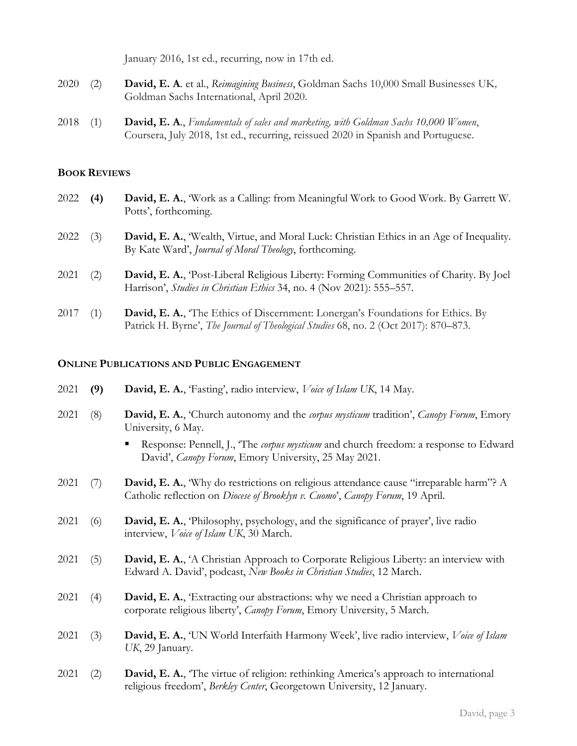January 2016, 1st ed., recurring, now in 17th ed.

2020 (2) **David, E. A**. et al., *Reimagining Business*, Goldman Sachs 10,000 Small Businesses UK*,* Goldman Sachs International, April 2020.

2018 (1) **David, E. A**., *Fundamentals of sales and marketing, with Goldman Sachs 10,000 Women*, Coursera, July 2018, 1st ed., recurring, reissued 2020 in Spanish and Portuguese.

### BOOK REVIEWS

2022 **(4)** **David, E. A.**, 'Work as a Calling: from Meaningful Work to Good Work. By Garrett W. Potts', forthcoming.

2022 (3) **David, E. A.**, 'Wealth, Virtue, and Moral Luck: Christian Ethics in an Age of Inequality. By Kate Ward', *Journal of Moral Theology*, forthcoming.

2021 (2) **David, E. A.**, 'Post-Liberal Religious Liberty: Forming Communities of Charity. By Joel Harrison', *Studies in Christian Ethics* 34, no. 4 (Nov 2021): 555–557.

2017 (1) **David, E. A.**, 'The Ethics of Discernment: Lonergan's Foundations for Ethics. By Patrick H. Byrne', *The Journal of Theological Studies* 68, no. 2 (Oct 2017): 870–873.

### ONLINE PUBLICATIONS AND PUBLIC ENGAGEMENT

2021 **(9)** **David, E. A.**, 'Fasting', radio interview, *Voice of Islam UK*, 14 May.

2021 (8) **David, E. A.**, 'Church autonomy and the *corpus mysticum* tradition', *Canopy Forum*, Emory University, 6 May.

- Response: Pennell, J., 'The *corpus mysticum* and church freedom: a response to Edward David', *Canopy Forum*, Emory University, 25 May 2021.

2021 (7) **David, E. A.**, 'Why do restrictions on religious attendance cause "irreparable harm"? A Catholic reflection on *Diocese of Brooklyn v. Cuomo*', *Canopy Forum*, 19 April.

2021 (6) **David, E. A.**, 'Philosophy, psychology, and the significance of prayer', live radio interview, *Voice of Islam UK*, 30 March.

2021 (5) **David, E. A.**, 'A Christian Approach to Corporate Religious Liberty: an interview with Edward A. David', podcast, *New Books in Christian Studies*, 12 March.

2021 (4) **David, E. A.**, 'Extracting our abstractions: why we need a Christian approach to corporate religious liberty', *Canopy Forum*, Emory University, 5 March.

2021 (3) **David, E. A.**, 'UN World Interfaith Harmony Week', live radio interview, *Voice of Islam UK*, 29 January.

2021 (2) **David, E. A.**, 'The virtue of religion: rethinking America's approach to international religious freedom', *Berkley Center*, Georgetown University, 12 January.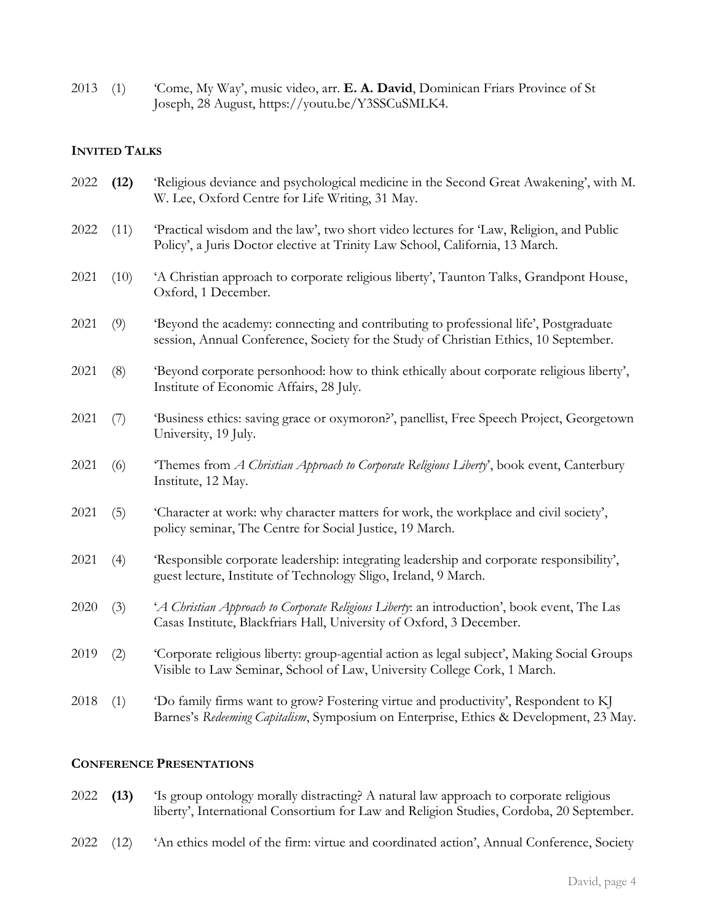2013 (1) 'Come, My Way', music video, arr. **E. A. David**, Dominican Friars Province of St Joseph, 28 August, https://youtu.be/Y3SSCuSMLK4.

## INVITED TALKS

2022 **(12)** 'Religious deviance and psychological medicine in the Second Great Awakening', with M. W. Lee, Oxford Centre for Life Writing, 31 May.

2022 (11) 'Practical wisdom and the law', two short video lectures for 'Law, Religion, and Public Policy', a Juris Doctor elective at Trinity Law School, California, 13 March.

2021 (10) 'A Christian approach to corporate religious liberty', Taunton Talks, Grandpont House, Oxford, 1 December.

2021 (9) 'Beyond the academy: connecting and contributing to professional life', Postgraduate session, Annual Conference, Society for the Study of Christian Ethics, 10 September.

2021 (8) 'Beyond corporate personhood: how to think ethically about corporate religious liberty', Institute of Economic Affairs, 28 July.

2021 (7) 'Business ethics: saving grace or oxymoron?', panellist, Free Speech Project, Georgetown University, 19 July.

2021 (6) 'Themes from *A Christian Approach to Corporate Religious Liberty*', book event, Canterbury Institute, 12 May.

2021 (5) 'Character at work: why character matters for work, the workplace and civil society', policy seminar, The Centre for Social Justice, 19 March.

2021 (4) 'Responsible corporate leadership: integrating leadership and corporate responsibility', guest lecture, Institute of Technology Sligo, Ireland, 9 March.

2020 (3) '*A Christian Approach to Corporate Religious Liberty*: an introduction', book event, The Las Casas Institute, Blackfriars Hall, University of Oxford, 3 December.

2019 (2) 'Corporate religious liberty: group-agential action as legal subject', Making Social Groups Visible to Law Seminar, School of Law, University College Cork, 1 March.

2018 (1) 'Do family firms want to grow? Fostering virtue and productivity', Respondent to KJ Barnes's *Redeeming Capitalism*, Symposium on Enterprise, Ethics & Development, 23 May.

## CONFERENCE PRESENTATIONS

2022 **(13)** 'Is group ontology morally distracting? A natural law approach to corporate religious liberty', International Consortium for Law and Religion Studies, Cordoba, 20 September.

2022 (12) 'An ethics model of the firm: virtue and coordinated action', Annual Conference, Society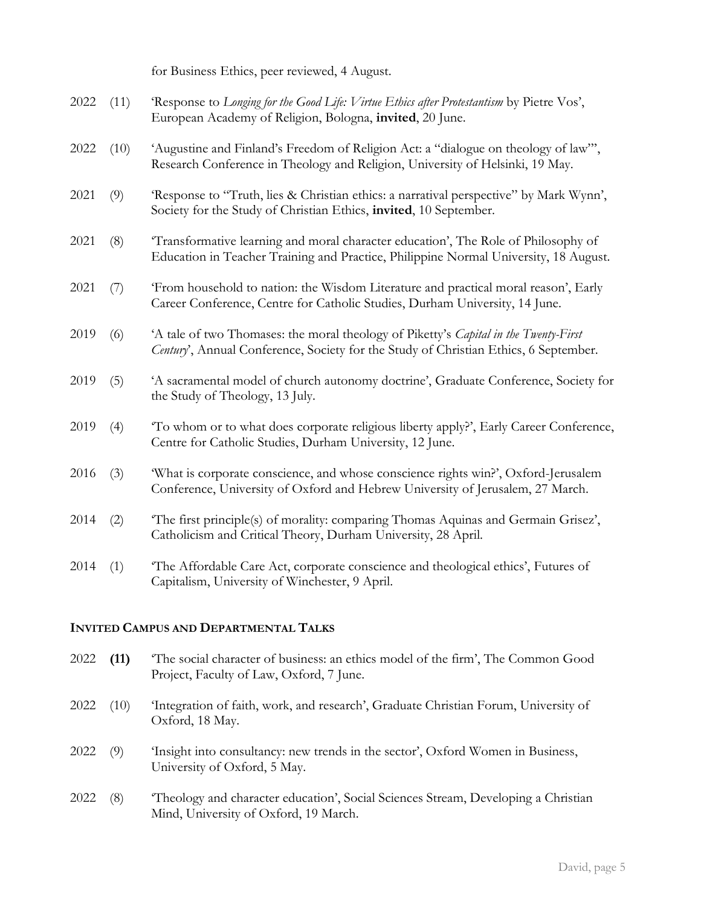for Business Ethics, peer reviewed, 4 August.

2022 (11) 'Response to *Longing for the Good Life: Virtue Ethics after Protestantism* by Pietre Vos', European Academy of Religion, Bologna, **invited**, 20 June.

2022 (10) 'Augustine and Finland's Freedom of Religion Act: a "dialogue on theology of law"', Research Conference in Theology and Religion, University of Helsinki, 19 May.

2021 (9) 'Response to "Truth, lies & Christian ethics: a narratival perspective" by Mark Wynn', Society for the Study of Christian Ethics, **invited**, 10 September.

2021 (8) 'Transformative learning and moral character education', The Role of Philosophy of Education in Teacher Training and Practice, Philippine Normal University, 18 August.

2021 (7) 'From household to nation: the Wisdom Literature and practical moral reason', Early Career Conference, Centre for Catholic Studies, Durham University, 14 June.

2019 (6) 'A tale of two Thomases: the moral theology of Piketty's *Capital in the Twenty-First Century*', Annual Conference, Society for the Study of Christian Ethics, 6 September.

2019 (5) 'A sacramental model of church autonomy doctrine', Graduate Conference, Society for the Study of Theology, 13 July.

2019 (4) 'To whom or to what does corporate religious liberty apply?', Early Career Conference, Centre for Catholic Studies, Durham University, 12 June.

2016 (3) 'What is corporate conscience, and whose conscience rights win?', Oxford-Jerusalem Conference, University of Oxford and Hebrew University of Jerusalem, 27 March.

2014 (2) 'The first principle(s) of morality: comparing Thomas Aquinas and Germain Grisez', Catholicism and Critical Theory, Durham University, 28 April.

2014 (1) 'The Affordable Care Act, corporate conscience and theological ethics', Futures of Capitalism, University of Winchester, 9 April.

## INVITED CAMPUS AND DEPARTMENTAL TALKS

2022 **(11)** 'The social character of business: an ethics model of the firm', The Common Good Project, Faculty of Law, Oxford, 7 June.

2022 (10) 'Integration of faith, work, and research', Graduate Christian Forum, University of Oxford, 18 May.

2022 (9) 'Insight into consultancy: new trends in the sector', Oxford Women in Business, University of Oxford, 5 May.

2022 (8) 'Theology and character education', Social Sciences Stream, Developing a Christian Mind, University of Oxford, 19 March.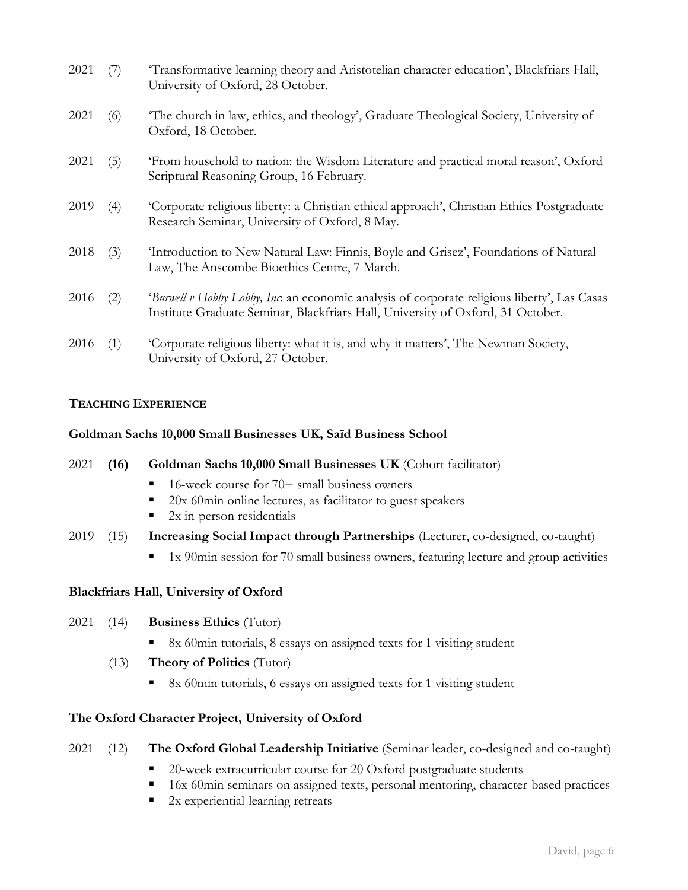2021 (7) 'Transformative learning theory and Aristotelian character education', Blackfriars Hall, University of Oxford, 28 October.

2021 (6) 'The church in law, ethics, and theology', Graduate Theological Society, University of Oxford, 18 October.

2021 (5) 'From household to nation: the Wisdom Literature and practical moral reason', Oxford Scriptural Reasoning Group, 16 February.

2019 (4) 'Corporate religious liberty: a Christian ethical approach', Christian Ethics Postgraduate Research Seminar, University of Oxford, 8 May.

2018 (3) 'Introduction to New Natural Law: Finnis, Boyle and Grisez', Foundations of Natural Law, The Anscombe Bioethics Centre, 7 March.

2016 (2) '*Burwell v Hobby Lobby, Inc*: an economic analysis of corporate religious liberty', Las Casas Institute Graduate Seminar, Blackfriars Hall, University of Oxford, 31 October.

2016 (1) 'Corporate religious liberty: what it is, and why it matters', The Newman Society, University of Oxford, 27 October.

## TEACHING EXPERIENCE

### Goldman Sachs 10,000 Small Businesses UK, Saïd Business School

2021 **(16)** **Goldman Sachs 10,000 Small Businesses UK** (Cohort facilitator)

- 16-week course for 70+ small business owners
- 20x 60min online lectures, as facilitator to guest speakers
- 2x in-person residentials

2019 (15) **Increasing Social Impact through Partnerships** (Lecturer, co-designed, co-taught)

- 1x 90min session for 70 small business owners, featuring lecture and group activities

### Blackfriars Hall, University of Oxford

2021 (14) **Business Ethics** (Tutor)

- 8x 60min tutorials, 8 essays on assigned texts for 1 visiting student

(13) **Theory of Politics** (Tutor)

- 8x 60min tutorials, 6 essays on assigned texts for 1 visiting student

### The Oxford Character Project, University of Oxford

2021 (12) **The Oxford Global Leadership Initiative** (Seminar leader, co-designed and co-taught)

- 20-week extracurricular course for 20 Oxford postgraduate students
- 16x 60min seminars on assigned texts, personal mentoring, character-based practices
- 2x experiential-learning retreats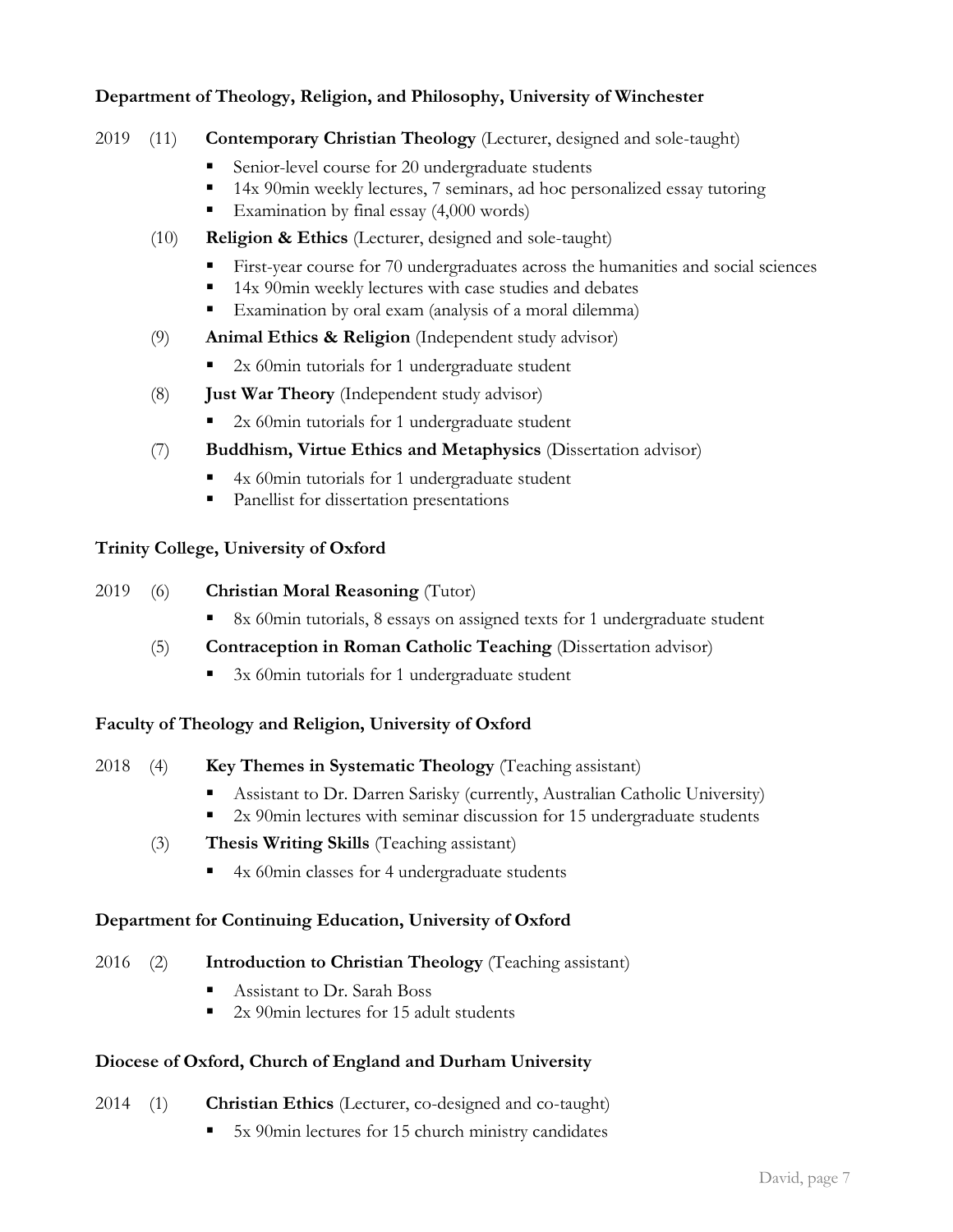**Department of Theology, Religion, and Philosophy, University of Winchester**

2019 (11) **Contemporary Christian Theology** (Lecturer, designed and sole-taught)

- Senior-level course for 20 undergraduate students
- 14x 90min weekly lectures, 7 seminars, ad hoc personalized essay tutoring
- Examination by final essay (4,000 words)

(10) **Religion & Ethics** (Lecturer, designed and sole-taught)

- First-year course for 70 undergraduates across the humanities and social sciences
- 14x 90min weekly lectures with case studies and debates
- Examination by oral exam (analysis of a moral dilemma)

(9) **Animal Ethics & Religion** (Independent study advisor)

- 2x 60min tutorials for 1 undergraduate student

(8) **Just War Theory** (Independent study advisor)

- 2x 60min tutorials for 1 undergraduate student

(7) **Buddhism, Virtue Ethics and Metaphysics** (Dissertation advisor)

- 4x 60min tutorials for 1 undergraduate student
- Panellist for dissertation presentations

**Trinity College, University of Oxford**

2019 (6) **Christian Moral Reasoning** (Tutor)

- 8x 60min tutorials, 8 essays on assigned texts for 1 undergraduate student

(5) **Contraception in Roman Catholic Teaching** (Dissertation advisor)

- 3x 60min tutorials for 1 undergraduate student

**Faculty of Theology and Religion, University of Oxford**

2018 (4) **Key Themes in Systematic Theology** (Teaching assistant)

- Assistant to Dr. Darren Sarisky (currently, Australian Catholic University)
- 2x 90min lectures with seminar discussion for 15 undergraduate students

(3) **Thesis Writing Skills** (Teaching assistant)

- 4x 60min classes for 4 undergraduate students

**Department for Continuing Education, University of Oxford**

2016 (2) **Introduction to Christian Theology** (Teaching assistant)

- Assistant to Dr. Sarah Boss
- 2x 90min lectures for 15 adult students

**Diocese of Oxford, Church of England and Durham University**

2014 (1) **Christian Ethics** (Lecturer, co-designed and co-taught)

- 5x 90min lectures for 15 church ministry candidates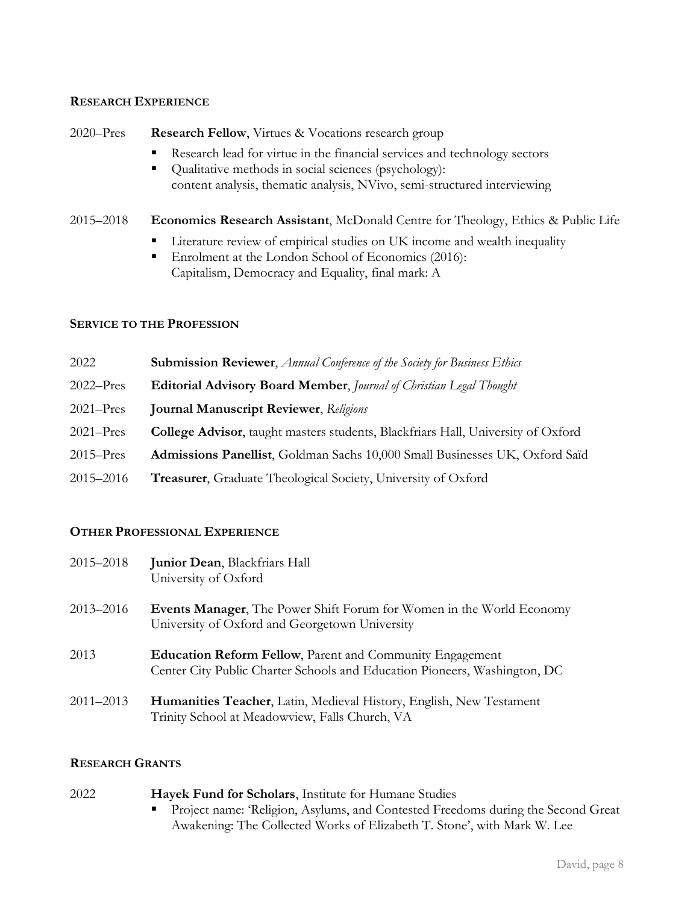## RESEARCH EXPERIENCE

2020–Pres **Research Fellow**, Virtues & Vocations research group

- Research lead for virtue in the financial services and technology sectors
- Qualitative methods in social sciences (psychology):
  content analysis, thematic analysis, NVivo, semi-structured interviewing

2015–2018 **Economics Research Assistant**, McDonald Centre for Theology, Ethics & Public Life

- Literature review of empirical studies on UK income and wealth inequality
- Enrolment at the London School of Economics (2016):
  Capitalism, Democracy and Equality, final mark: A

## SERVICE TO THE PROFESSION

2022 **Submission Reviewer**, *Annual Conference of the Society for Business Ethics*

2022–Pres **Editorial Advisory Board Member**, *Journal of Christian Legal Thought*

2021–Pres **Journal Manuscript Reviewer**, *Religions*

2021–Pres **College Advisor**, taught masters students, Blackfriars Hall, University of Oxford

2015–Pres **Admissions Panellist**, Goldman Sachs 10,000 Small Businesses UK, Oxford Saïd

2015–2016 **Treasurer**, Graduate Theological Society, University of Oxford

## OTHER PROFESSIONAL EXPERIENCE

2015–2018 **Junior Dean**, Blackfriars Hall
University of Oxford

2013–2016 **Events Manager**, The Power Shift Forum for Women in the World Economy
University of Oxford and Georgetown University

2013 **Education Reform Fellow**, Parent and Community Engagement
Center City Public Charter Schools and Education Pioneers, Washington, DC

2011–2013 **Humanities Teacher**, Latin, Medieval History, English, New Testament
Trinity School at Meadowview, Falls Church, VA

## RESEARCH GRANTS

2022 **Hayek Fund for Scholars**, Institute for Humane Studies

- Project name: 'Religion, Asylums, and Contested Freedoms during the Second Great Awakening: The Collected Works of Elizabeth T. Stone', with Mark W. Lee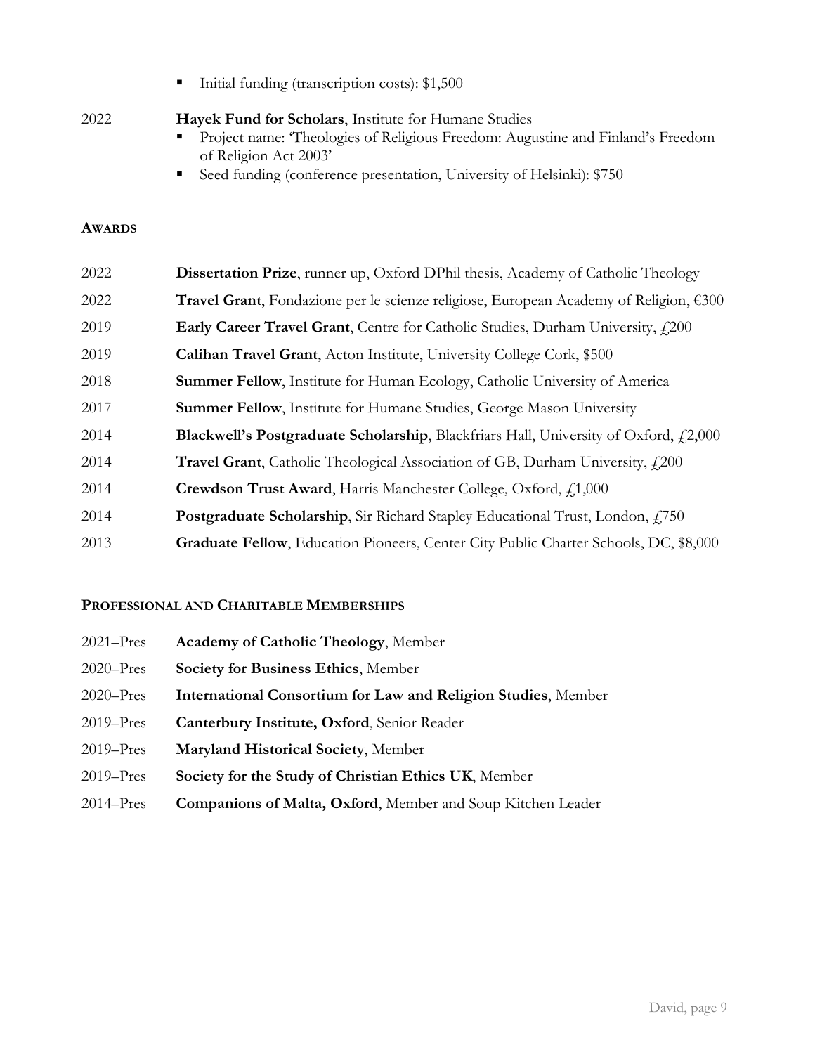- Initial funding (transcription costs): $1,500

2022 **Hayek Fund for Scholars**, Institute for Humane Studies
- Project name: 'Theologies of Religious Freedom: Augustine and Finland's Freedom of Religion Act 2003'
- Seed funding (conference presentation, University of Helsinki): $750

## AWARDS

2022 **Dissertation Prize**, runner up, Oxford DPhil thesis, Academy of Catholic Theology

2022 **Travel Grant**, Fondazione per le scienze religiose, European Academy of Religion, €300

2019 **Early Career Travel Grant**, Centre for Catholic Studies, Durham University, £200

2019 **Calihan Travel Grant**, Acton Institute, University College Cork, $500

2018 **Summer Fellow**, Institute for Human Ecology, Catholic University of America

2017 **Summer Fellow**, Institute for Humane Studies, George Mason University

2014 **Blackwell's Postgraduate Scholarship**, Blackfriars Hall, University of Oxford, £2,000

2014 **Travel Grant**, Catholic Theological Association of GB, Durham University, £200

2014 **Crewdson Trust Award**, Harris Manchester College, Oxford, £1,000

2014 **Postgraduate Scholarship**, Sir Richard Stapley Educational Trust, London, £750

2013 **Graduate Fellow**, Education Pioneers, Center City Public Charter Schools, DC, $8,000

## PROFESSIONAL AND CHARITABLE MEMBERSHIPS

2021–Pres **Academy of Catholic Theology**, Member

2020–Pres **Society for Business Ethics**, Member

2020–Pres **International Consortium for Law and Religion Studies**, Member

2019–Pres **Canterbury Institute, Oxford**, Senior Reader

2019–Pres **Maryland Historical Society**, Member

2019–Pres **Society for the Study of Christian Ethics UK**, Member

2014–Pres **Companions of Malta, Oxford**, Member and Soup Kitchen Leader